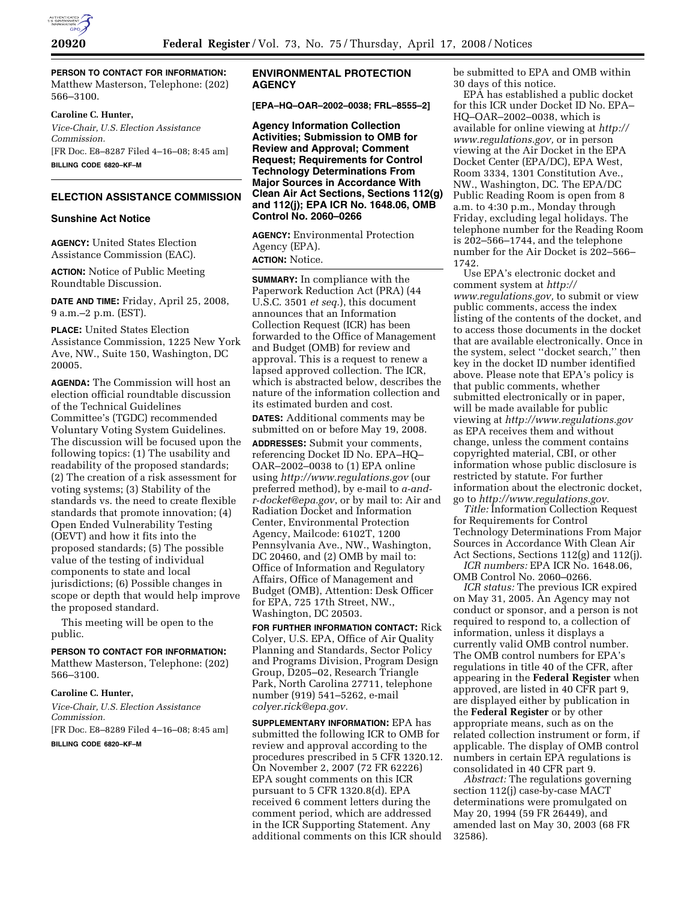**PERSON TO CONTACT FOR INFORMATION:** Matthew Masterson, Telephone: (202) 566–3100.

**Caroline C. Hunter,**

*Vice-Chair, U.S. Election Assistance Commission.*

[FR Doc. E8–8287 Filed 4–16–08; 8:45 am]

**BILLING CODE 6820–KF–M**

## ELECTION ASSISTANCE COMMISSION

### Sunshine Act Notice

**AGENCY:** United States Election Assistance Commission (EAC).

**ACTION:** Notice of Public Meeting Roundtable Discussion.

**DATE AND TIME:** Friday, April 25, 2008, 9 a.m.–2 p.m. (EST).

**PLACE:** United States Election Assistance Commission, 1225 New York Ave, NW., Suite 150, Washington, DC 20005.

**AGENDA:** The Commission will host an election official roundtable discussion of the Technical Guidelines Committee's (TGDC) recommended Voluntary Voting System Guidelines. The discussion will be focused upon the following topics: (1) The usability and readability of the proposed standards; (2) The creation of a risk assessment for voting systems; (3) Stability of the standards vs. the need to create flexible standards that promote innovation; (4) Open Ended Vulnerability Testing (OEVT) and how it fits into the proposed standards; (5) The possible value of the testing of individual components to state and local jurisdictions; (6) Possible changes in scope or depth that would help improve the proposed standard.

This meeting will be open to the public.

**PERSON TO CONTACT FOR INFORMATION:** Matthew Masterson, Telephone: (202) 566–3100.

**Caroline C. Hunter,**

*Vice-Chair, U.S. Election Assistance Commission.*

[FR Doc. E8–8289 Filed 4–16–08; 8:45 am]

**BILLING CODE 6820–KF–M**

## ENVIRONMENTAL PROTECTION AGENCY

**[EPA–HQ–OAR–2002–0038; FRL–8555–2]**

### Agency Information Collection Activities; Submission to OMB for Review and Approval; Comment Request; Requirements for Control Technology Determinations From Major Sources in Accordance With Clean Air Act Sections, Sections 112(g) and 112(j); EPA ICR No. 1648.06, OMB Control No. 2060–0266

**AGENCY:** Environmental Protection Agency (EPA).

**ACTION:** Notice.

**SUMMARY:** In compliance with the Paperwork Reduction Act (PRA) (44 U.S.C. 3501 *et seq.*), this document announces that an Information Collection Request (ICR) has been forwarded to the Office of Management and Budget (OMB) for review and approval. This is a request to renew a lapsed approved collection. The ICR, which is abstracted below, describes the nature of the information collection and its estimated burden and cost.

**DATES:** Additional comments may be submitted on or before May 19, 2008.

**ADDRESSES:** Submit your comments, referencing Docket ID No. EPA–HQ–OAR–2002–0038 to (1) EPA online using *http://www.regulations.gov* (our preferred method), by e-mail to *a-and-r-docket@epa.gov*, or by mail to: Air and Radiation Docket and Information Center, Environmental Protection Agency, Mailcode: 6102T, 1200 Pennsylvania Ave., NW., Washington, DC 20460, and (2) OMB by mail to: Office of Information and Regulatory Affairs, Office of Management and Budget (OMB), Attention: Desk Officer for EPA, 725 17th Street, NW., Washington, DC 20503.

**FOR FURTHER INFORMATION CONTACT:** Rick Colyer, U.S. EPA, Office of Air Quality Planning and Standards, Sector Policy and Programs Division, Program Design Group, D205–02, Research Triangle Park, North Carolina 27711, telephone number (919) 541–5262, e-mail *colyer.rick@epa.gov.*

**SUPPLEMENTARY INFORMATION:** EPA has submitted the following ICR to OMB for review and approval according to the procedures prescribed in 5 CFR 1320.12. On November 2, 2007 (72 FR 62226) EPA sought comments on this ICR pursuant to 5 CFR 1320.8(d). EPA received 6 comment letters during the comment period, which are addressed in the ICR Supporting Statement. Any additional comments on this ICR should be submitted to EPA and OMB within 30 days of this notice.

EPA has established a public docket for this ICR under Docket ID No. EPA–HQ–OAR–2002–0038, which is available for online viewing at *http://www.regulations.gov,* or in person viewing at the Air Docket in the EPA Docket Center (EPA/DC), EPA West, Room 3334, 1301 Constitution Ave., NW., Washington, DC. The EPA/DC Public Reading Room is open from 8 a.m. to 4:30 p.m., Monday through Friday, excluding legal holidays. The telephone number for the Reading Room is 202–566–1744, and the telephone number for the Air Docket is 202–566–1742.

Use EPA's electronic docket and comment system at *http://www.regulations.gov,* to submit or view public comments, access the index listing of the contents of the docket, and to access those documents in the docket that are available electronically. Once in the system, select ''docket search,'' then key in the docket ID number identified above. Please note that EPA's policy is that public comments, whether submitted electronically or in paper, will be made available for public viewing at *http://www.regulations.gov* as EPA receives them and without change, unless the comment contains copyrighted material, CBI, or other information whose public disclosure is restricted by statute. For further information about the electronic docket, go to *http://www.regulations.gov.*

*Title:* Information Collection Request for Requirements for Control Technology Determinations From Major Sources in Accordance With Clean Air Act Sections, Sections 112(g) and 112(j).

*ICR numbers:* EPA ICR No. 1648.06, OMB Control No. 2060–0266.

*ICR status:* The previous ICR expired on May 31, 2005. An Agency may not conduct or sponsor, and a person is not required to respond to, a collection of information, unless it displays a currently valid OMB control number. The OMB control numbers for EPA's regulations in title 40 of the CFR, after appearing in the **Federal Register** when approved, are listed in 40 CFR part 9, are displayed either by publication in the **Federal Register** or by other appropriate means, such as on the related collection instrument or form, if applicable. The display of OMB control numbers in certain EPA regulations is consolidated in 40 CFR part 9.

*Abstract:* The regulations governing section 112(j) case-by-case MACT determinations were promulgated on May 20, 1994 (59 FR 26449), and amended last on May 30, 2003 (68 FR 32586).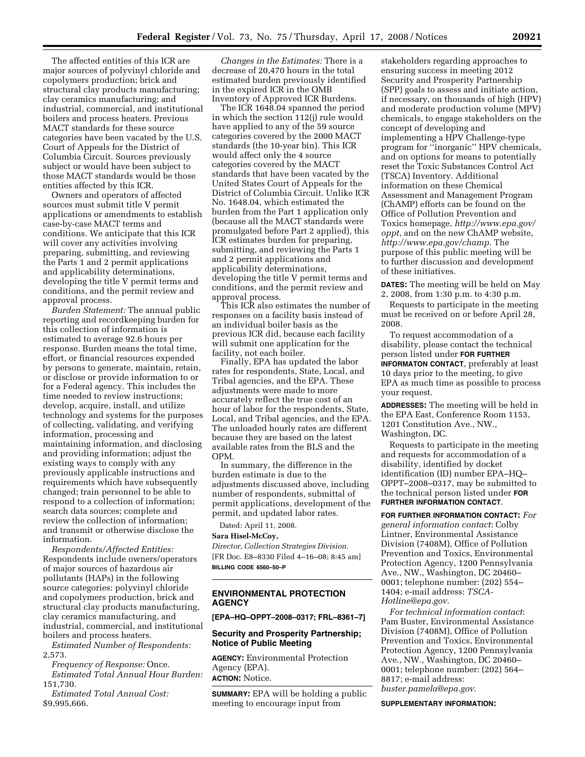The affected entities of this ICR are major sources of polyvinyl chloride and copolymers production; brick and structural clay products manufacturing; clay ceramics manufacturing; and industrial, commercial, and institutional boilers and process heaters. Previous MACT standards for these source categories have been vacated by the U.S. Court of Appeals for the District of Columbia Circuit. Sources previously subject or would have been subject to those MACT standards would be those entities affected by this ICR.

Owners and operators of affected sources must submit title V permit applications or amendments to establish case-by-case MACT terms and conditions. We anticipate that this ICR will cover any activities involving preparing, submitting, and reviewing the Parts 1 and 2 permit applications and applicability determinations, developing the title V permit terms and conditions, and the permit review and approval process.

*Burden Statement:* The annual public reporting and recordkeeping burden for this collection of information is estimated to average 92.6 hours per response. Burden means the total time, effort, or financial resources expended by persons to generate, maintain, retain, or disclose or provide information to or for a Federal agency. This includes the time needed to review instructions; develop, acquire, install, and utilize technology and systems for the purposes of collecting, validating, and verifying information, processing and maintaining information, and disclosing and providing information; adjust the existing ways to comply with any previously applicable instructions and requirements which have subsequently changed; train personnel to be able to respond to a collection of information; search data sources; complete and review the collection of information; and transmit or otherwise disclose the information.

*Respondents/Affected Entities:* Respondents include owners/operators of major sources of hazardous air pollutants (HAPs) in the following source categories: polyvinyl chloride and copolymers production, brick and structural clay products manufacturing, clay ceramics manufacturing, and industrial, commercial, and institutional boilers and process heaters.

*Estimated Number of Respondents:* 2,573.

*Frequency of Response:* Once.

*Estimated Total Annual Hour Burden:* 151,730.

*Estimated Total Annual Cost:* $9,995,666.

*Changes in the Estimates:* There is a decrease of 20,470 hours in the total estimated burden previously identified in the expired ICR in the OMB Inventory of Approved ICR Burdens.

The ICR 1648.04 spanned the period in which the section 112(j) rule would have applied to any of the 59 source categories covered by the 2000 MACT standards (the 10-year bin). This ICR would affect only the 4 source categories covered by the MACT standards that have been vacated by the United States Court of Appeals for the District of Columbia Circuit. Unlike ICR No. 1648.04, which estimated the burden from the Part 1 application only (because all the MACT standards were promulgated before Part 2 applied), this ICR estimates burden for preparing, submitting, and reviewing the Parts 1 and 2 permit applications and applicability determinations, developing the title V permit terms and conditions, and the permit review and approval process.

This ICR also estimates the number of responses on a facility basis instead of an individual boiler basis as the previous ICR did, because each facility will submit one application for the facility, not each boiler.

Finally, EPA has updated the labor rates for respondents, State, Local, and Tribal agencies, and the EPA. These adjustments were made to more accurately reflect the true cost of an hour of labor for the respondents, State, Local, and Tribal agencies, and the EPA. The unloaded hourly rates are different because they are based on the latest available rates from the BLS and the OPM.

In summary, the difference in the burden estimate is due to the adjustments discussed above, including number of respondents, submittal of permit applications, development of the permit, and updated labor rates.

Dated: April 11, 2008.

**Sara Hisel-McCoy,**

*Director, Collection Strategies Division.*

[FR Doc. E8–8330 Filed 4–16–08; 8:45 am]

**BILLING CODE 6560–50–P**

---

## ENVIRONMENTAL PROTECTION AGENCY

**[EPA–HQ–OPPT–2008–0317; FRL–8361–7]**

### Security and Prosperity Partnership; Notice of Public Meeting

**AGENCY:** Environmental Protection Agency (EPA).

**ACTION:** Notice.

**SUMMARY:** EPA will be holding a public meeting to encourage input from stakeholders regarding approaches to ensuring success in meeting 2012 Security and Prosperity Partnership (SPP) goals to assess and initiate action, if necessary, on thousands of high (HPV) and moderate production volume (MPV) chemicals, to engage stakeholders on the concept of developing and implementing a HPV Challenge-type program for ''inorganic'' HPV chemicals, and on options for means to potentially reset the Toxic Substances Control Act (TSCA) Inventory. Additional information on these Chemical Assessment and Management Program (ChAMP) efforts can be found on the Office of Pollution Prevention and Toxics homepage, *http://www.epa.gov/oppt*, and on the new ChAMP website, *http://www.epa.gov/champ*. The purpose of this public meeting will be to further discussion and development of these initiatives.

**DATES:** The meeting will be held on May 2, 2008, from 1:30 p.m. to 4:30 p.m.

Requests to participate in the meeting must be received on or before April 28, 2008.

To request accommodation of a disability, please contact the technical person listed under **FOR FURTHER INFORMATON CONTACT**, preferably at least 10 days prior to the meeting, to give EPA as much time as possible to process your request.

**ADDRESSES:** The meeting will be held in the EPA East, Conference Room 1153, 1201 Constitution Ave., NW., Washington, DC.

Requests to participate in the meeting and requests for accommodation of a disability, identified by docket identification (ID) number EPA–HQ–OPPT–2008–0317, may be submitted to the technical person listed under **FOR FURTHER INFORMATION CONTACT**.

**FOR FURTHER INFORMATION CONTACT:** *For general information contact*: Colby Lintner, Environmental Assistance Division (7408M), Office of Pollution Prevention and Toxics, Environmental Protection Agency, 1200 Pennsylvania Ave., NW., Washington, DC 20460–0001; telephone number: (202) 554–1404; e-mail address: *TSCA-Hotline@epa.gov*.

*For technical information contact*: Pam Buster, Environmental Assistance Division (7408M), Office of Pollution Prevention and Toxics, Environmental Protection Agency, 1200 Pennsylvania Ave., NW., Washington, DC 20460–0001; telephone number: (202) 564–8817; e-mail address: *buster.pamela@epa.gov*.

**SUPPLEMENTARY INFORMATION:**